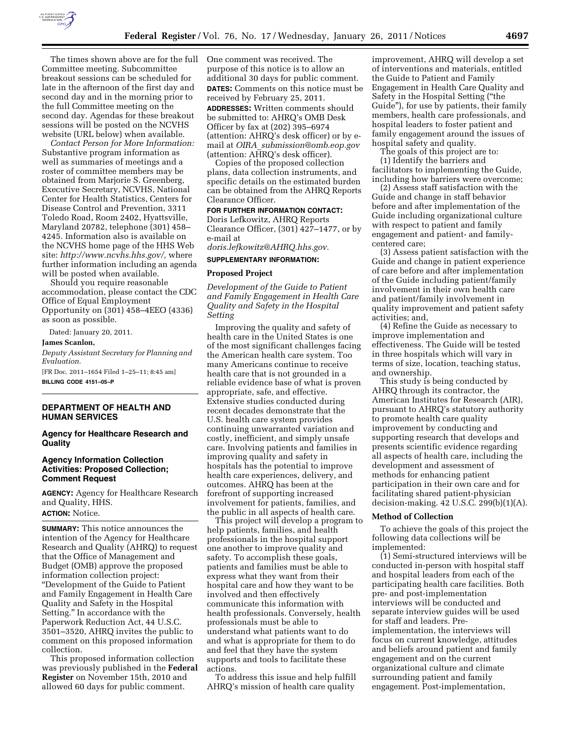The times shown above are for the full Committee meeting. Subcommittee breakout sessions can be scheduled for late in the afternoon of the first day and second day and in the morning prior to the full Committee meeting on the second day. Agendas for these breakout sessions will be posted on the NCVHS website (URL below) when available.

*Contact Person for More Information:* Substantive program information as well as summaries of meetings and a roster of committee members may be obtained from Marjorie S. Greenberg, Executive Secretary, NCVHS, National Center for Health Statistics, Centers for Disease Control and Prevention, 3311 Toledo Road, Room 2402, Hyattsville, Maryland 20782, telephone (301) 458–4245. Information also is available on the NCVHS home page of the HHS Web site: *http://www.ncvhs.hhs.gov/,* where further information including an agenda will be posted when available.

Should you require reasonable accommodation, please contact the CDC Office of Equal Employment Opportunity on (301) 458–4EEO (4336) as soon as possible.

Dated: January 20, 2011.

**James Scanlon,**

*Deputy Assistant Secretary for Planning and Evaluation.*

[FR Doc. 2011–1654 Filed 1–25–11; 8:45 am]

**BILLING CODE 4151–05–P**

## DEPARTMENT OF HEALTH AND HUMAN SERVICES

### Agency for Healthcare Research and Quality

### Agency Information Collection Activities: Proposed Collection; Comment Request

**AGENCY:** Agency for Healthcare Research and Quality, HHS.

**ACTION:** Notice.

**SUMMARY:** This notice announces the intention of the Agency for Healthcare Research and Quality (AHRQ) to request that the Office of Management and Budget (OMB) approve the proposed information collection project: "Development of the Guide to Patient and Family Engagement in Health Care Quality and Safety in the Hospital Setting." In accordance with the Paperwork Reduction Act, 44 U.S.C. 3501–3520, AHRQ invites the public to comment on this proposed information collection.

This proposed information collection was previously published in the **Federal Register** on November 15th, 2010 and allowed 60 days for public comment. One comment was received. The purpose of this notice is to allow an additional 30 days for public comment.

**DATES:** Comments on this notice must be received by February 25, 2011.

**ADDRESSES:** Written comments should be submitted to: AHRQ's OMB Desk Officer by fax at (202) 395–6974 (attention: AHRQ's desk officer) or by e-mail at *OIRA_submission@omb.eop.gov* (attention: AHRQ's desk officer).

Copies of the proposed collection plans, data collection instruments, and specific details on the estimated burden can be obtained from the AHRQ Reports Clearance Officer.

**FOR FURTHER INFORMATION CONTACT:** Doris Lefkowitz, AHRQ Reports Clearance Officer, (301) 427–1477, or by e-mail at *doris.lefkowitz@AHRQ.hhs.gov.*

**SUPPLEMENTARY INFORMATION:**

#### Proposed Project

*Development of the Guide to Patient and Family Engagement in Health Care Quality and Safety in the Hospital Setting*

Improving the quality and safety of health care in the United States is one of the most significant challenges facing the American health care system. Too many Americans continue to receive health care that is not grounded in a reliable evidence base of what is proven appropriate, safe, and effective. Extensive studies conducted during recent decades demonstrate that the U.S. health care system provides continuing unwarranted variation and costly, inefficient, and simply unsafe care. Involving patients and families in improving quality and safety in hospitals has the potential to improve health care experiences, delivery, and outcomes. AHRQ has been at the forefront of supporting increased involvement for patients, families, and the public in all aspects of health care.

This project will develop a program to help patients, families, and health professionals in the hospital support one another to improve quality and safety. To accomplish these goals, patients and families must be able to express what they want from their hospital care and how they want to be involved and then effectively communicate this information with health professionals. Conversely, health professionals must be able to understand what patients want to do and what is appropriate for them to do and feel that they have the system supports and tools to facilitate these actions.

To address this issue and help fulfill AHRQ's mission of health care quality improvement, AHRQ will develop a set of interventions and materials, entitled the Guide to Patient and Family Engagement in Health Care Quality and Safety in the Hospital Setting ("the Guide"), for use by patients, their family members, health care professionals, and hospital leaders to foster patient and family engagement around the issues of hospital safety and quality.

The goals of this project are to:

(1) Identify the barriers and facilitators to implementing the Guide, including how barriers were overcome;

(2) Assess staff satisfaction with the Guide and change in staff behavior before and after implementation of the Guide including organizational culture with respect to patient and family engagement and patient- and family-centered care;

(3) Assess patient satisfaction with the Guide and change in patient experience of care before and after implementation of the Guide including patient/family involvement in their own health care and patient/family involvement in quality improvement and patient safety activities; and,

(4) Refine the Guide as necessary to improve implementation and effectiveness. The Guide will be tested in three hospitals which will vary in terms of size, location, teaching status, and ownership.

This study is being conducted by AHRQ through its contractor, the American Institutes for Research (AIR), pursuant to AHRQ's statutory authority to promote health care quality improvement by conducting and supporting research that develops and presents scientific evidence regarding all aspects of health care, including the development and assessment of methods for enhancing patient participation in their own care and for facilitating shared patient-physician decision-making. 42 U.S.C. 299(b)(1)(A).

#### Method of Collection

To achieve the goals of this project the following data collections will be implemented:

(1) Semi-structured interviews will be conducted in-person with hospital staff and hospital leaders from each of the participating health care facilities. Both pre- and post-implementation interviews will be conducted and separate interview guides will be used for staff and leaders. Pre-implementation, the interviews will focus on current knowledge, attitudes and beliefs around patient and family engagement and on the current organizational culture and climate surrounding patient and family engagement. Post-implementation,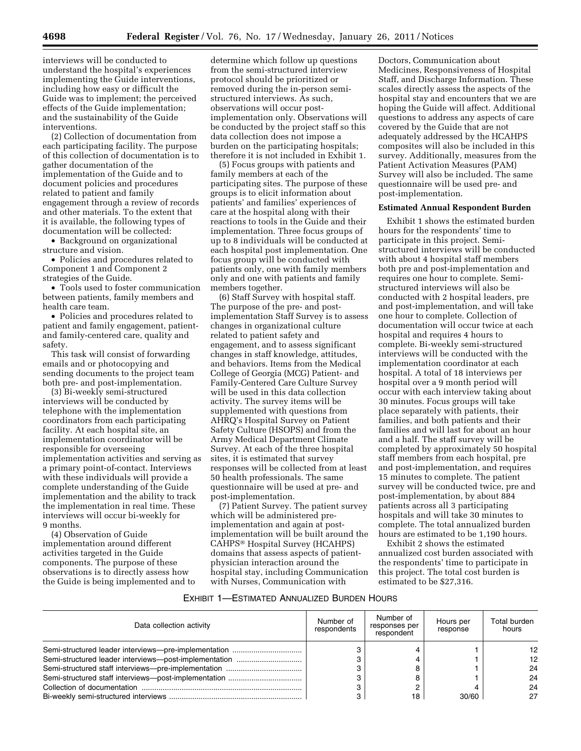interviews will be conducted to understand the hospital's experiences implementing the Guide interventions, including how easy or difficult the Guide was to implement; the perceived effects of the Guide implementation; and the sustainability of the Guide interventions.

(2) Collection of documentation from each participating facility. The purpose of this collection of documentation is to gather documentation of the implementation of the Guide and to document policies and procedures related to patient and family engagement through a review of records and other materials. To the extent that it is available, the following types of documentation will be collected:

• Background on organizational structure and vision.

• Policies and procedures related to Component 1 and Component 2 strategies of the Guide.

• Tools used to foster communication between patients, family members and health care team.

• Policies and procedures related to patient and family engagement, patient- and family-centered care, quality and safety.

This task will consist of forwarding emails and or photocopying and sending documents to the project team both pre- and post-implementation.

(3) Bi-weekly semi-structured interviews will be conducted by telephone with the implementation coordinators from each participating facility. At each hospital site, an implementation coordinator will be responsible for overseeing implementation activities and serving as a primary point-of-contact. Interviews with these individuals will provide a complete understanding of the Guide implementation and the ability to track the implementation in real time. These interviews will occur bi-weekly for 9 months.

(4) Observation of Guide implementation around different activities targeted in the Guide components. The purpose of these observations is to directly assess how the Guide is being implemented and to determine which follow up questions from the semi-structured interview protocol should be prioritized or removed during the in-person semi-structured interviews. As such, observations will occur post-implementation only. Observations will be conducted by the project staff so this data collection does not impose a burden on the participating hospitals; therefore it is not included in Exhibit 1.

(5) Focus groups with patients and family members at each of the participating sites. The purpose of these groups is to elicit information about patients' and families' experiences of care at the hospital along with their reactions to tools in the Guide and their implementation. Three focus groups of up to 8 individuals will be conducted at each hospital post implementation. One focus group will be conducted with patients only, one with family members only and one with patients and family members together.

(6) Staff Survey with hospital staff. The purpose of the pre- and post-implementation Staff Survey is to assess changes in organizational culture related to patient safety and engagement, and to assess significant changes in staff knowledge, attitudes, and behaviors. Items from the Medical College of Georgia (MCG) Patient- and Family-Centered Care Culture Survey will be used in this data collection activity. The survey items will be supplemented with questions from AHRQ's Hospital Survey on Patient Safety Culture (HSOPS) and from the Army Medical Department Climate Survey. At each of the three hospital sites, it is estimated that survey responses will be collected from at least 50 health professionals. The same questionnaire will be used at pre- and post-implementation.

(7) Patient Survey. The patient survey which will be administered pre-implementation and again at post-implementation will be built around the CAHPS® Hospital Survey (HCAHPS) domains that assess aspects of patient-physician interaction around the hospital stay, including Communication with Nurses, Communication with Doctors, Communication about Medicines, Responsiveness of Hospital Staff, and Discharge Information. These scales directly assess the aspects of the hospital stay and encounters that we are hoping the Guide will affect. Additional questions to address any aspects of care covered by the Guide that are not adequately addressed by the HCAHPS composites will also be included in this survey. Additionally, measures from the Patient Activation Measures (PAM) Survey will also be included. The same questionnaire will be used pre- and post-implementation.

## Estimated Annual Respondent Burden

Exhibit 1 shows the estimated burden hours for the respondents' time to participate in this project. Semi-structured interviews will be conducted with about 4 hospital staff members both pre and post-implementation and requires one hour to complete. Semi-structured interviews will also be conducted with 2 hospital leaders, pre and post-implementation, and will take one hour to complete. Collection of documentation will occur twice at each hospital and requires 4 hours to complete. Bi-weekly semi-structured interviews will be conducted with the implementation coordinator at each hospital. A total of 18 interviews per hospital over a 9 month period will occur with each interview taking about 30 minutes. Focus groups will take place separately with patients, their families, and both patients and their families and will last for about an hour and a half. The staff survey will be completed by approximately 50 hospital staff members from each hospital, pre and post-implementation, and requires 15 minutes to complete. The patient survey will be conducted twice, pre and post-implementation, by about 884 patients across all 3 participating hospitals and will take 30 minutes to complete. The total annualized burden hours are estimated to be 1,190 hours.

Exhibit 2 shows the estimated annualized cost burden associated with the respondents' time to participate in this project. The total cost burden is estimated to be $27,316.

EXHIBIT 1—ESTIMATED ANNUALIZED BURDEN HOURS

| Data collection activity | Number of respondents | Number of responses per respondent | Hours per response | Total burden hours |
|---|---|---|---|---|
| Semi-structured leader interviews—pre-implementation | 3 | 4 | 1 | 12 |
| Semi-structured leader interviews—post-implementation | 3 | 4 | 1 | 12 |
| Semi-structured staff interviews—pre-implementation | 3 | 8 | 1 | 24 |
| Semi-structured staff interviews—post-implementation | 3 | 8 | 1 | 24 |
| Collection of documentation | 3 | 2 | 4 | 24 |
| Bi-weekly semi-structured interviews | 3 | 18 | 30/60 | 27 |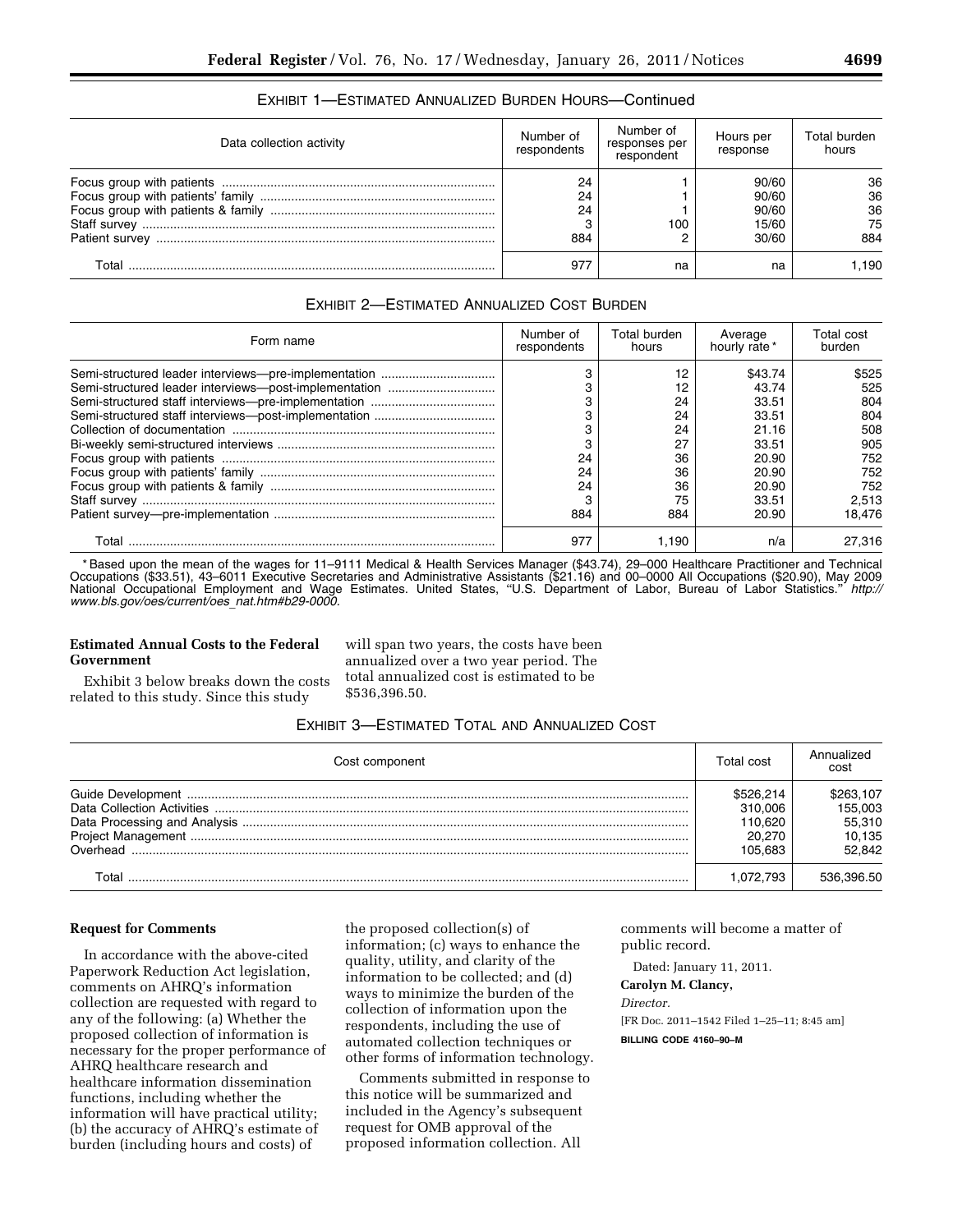EXHIBIT 1—ESTIMATED ANNUALIZED BURDEN HOURS—Continued

| Data collection activity | Number of respondents | Number of responses per respondent | Hours per response | Total burden hours |
|---|---|---|---|---|
| Focus group with patients | 24 | 1 | 90/60 | 36 |
| Focus group with patients' family | 24 | 1 | 90/60 | 36 |
| Focus group with patients & family | 24 | 1 | 90/60 | 36 |
| Staff survey | 3 | 100 | 15/60 | 75 |
| Patient survey | 884 | 2 | 30/60 | 884 |
| Total | 977 | na | na | 1,190 |

EXHIBIT 2—ESTIMATED ANNUALIZED COST BURDEN

| Form name | Number of respondents | Total burden hours | Average hourly rate * | Total cost burden |
|---|---|---|---|---|
| Semi-structured leader interviews—pre-implementation | 3 | 12 | $43.74 | $525 |
| Semi-structured leader interviews—post-implementation | 3 | 12 | 43.74 | 525 |
| Semi-structured staff interviews—pre-implementation | 3 | 24 | 33.51 | 804 |
| Semi-structured staff interviews—post-implementation | 3 | 24 | 33.51 | 804 |
| Collection of documentation | 3 | 24 | 21.16 | 508 |
| Bi-weekly semi-structured interviews | 3 | 27 | 33.51 | 905 |
| Focus group with patients | 24 | 36 | 20.90 | 752 |
| Focus group with patients' family | 24 | 36 | 20.90 | 752 |
| Focus group with patients & family | 24 | 36 | 20.90 | 752 |
| Staff survey | 3 | 75 | 33.51 | 2,513 |
| Patient survey—pre-implementation | 884 | 884 | 20.90 | 18,476 |
| Total | 977 | 1,190 | n/a | 27,316 |

* Based upon the mean of the wages for 11–9111 Medical & Health Services Manager ($43.74), 29–000 Healthcare Practitioner and Technical Occupations ($33.51), 43–6011 Executive Secretaries and Administrative Assistants ($21.16) and 00–0000 All Occupations ($20.90), May 2009 National Occupational Employment and Wage Estimates. United States, "U.S. Department of Labor, Bureau of Labor Statistics." *http://www.bls.gov/oes/current/oes_nat.htm#b29-0000*.

**Estimated Annual Costs to the Federal Government**

Exhibit 3 below breaks down the costs related to this study. Since this study will span two years, the costs have been annualized over a two year period. The total annualized cost is estimated to be $536,396.50.

EXHIBIT 3—ESTIMATED TOTAL AND ANNUALIZED COST

| Cost component | Total cost | Annualized cost |
|---|---|---|
| Guide Development | $526,214 | $263,107 |
| Data Collection Activities | 310,006 | 155,003 |
| Data Processing and Analysis | 110,620 | 55,310 |
| Project Management | 20,270 | 10,135 |
| Overhead | 105,683 | 52,842 |
| Total | 1,072,793 | 536,396.50 |

**Request for Comments**

In accordance with the above-cited Paperwork Reduction Act legislation, comments on AHRQ's information collection are requested with regard to any of the following: (a) Whether the proposed collection of information is necessary for the proper performance of AHRQ healthcare research and healthcare information dissemination functions, including whether the information will have practical utility; (b) the accuracy of AHRQ's estimate of burden (including hours and costs) of the proposed collection(s) of information; (c) ways to enhance the quality, utility, and clarity of the information to be collected; and (d) ways to minimize the burden of the collection of information upon the respondents, including the use of automated collection techniques or other forms of information technology.

Comments submitted in response to this notice will be summarized and included in the Agency's subsequent request for OMB approval of the proposed information collection. All comments will become a matter of public record.

Dated: January 11, 2011.

**Carolyn M. Clancy,**

*Director.*

[FR Doc. 2011–1542 Filed 1–25–11; 8:45 am]

**BILLING CODE 4160–90–M**